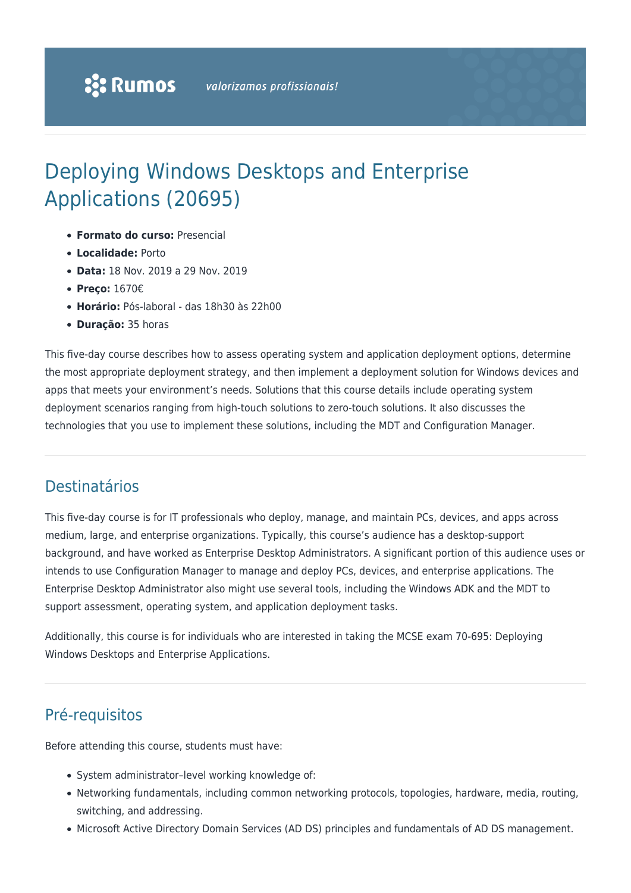# Deploying Windows Desktops and Enterprise Applications (20695)

- **Formato do curso:** Presencial
- **Localidade:** Porto
- **Data:** 18 Nov. 2019 a 29 Nov. 2019
- **Preço:** 1670€
- **Horário:** Pós-laboral - das 18h30 às 22h00
- **Duração:** 35 horas

This five-day course describes how to assess operating system and application deployment options, determine the most appropriate deployment strategy, and then implement a deployment solution for Windows devices and apps that meets your environment's needs. Solutions that this course details include operating system deployment scenarios ranging from high-touch solutions to zero-touch solutions. It also discusses the technologies that you use to implement these solutions, including the MDT and Configuration Manager.

## Destinatários

This five-day course is for IT professionals who deploy, manage, and maintain PCs, devices, and apps across medium, large, and enterprise organizations. Typically, this course's audience has a desktop-support background, and have worked as Enterprise Desktop Administrators. A significant portion of this audience uses or intends to use Configuration Manager to manage and deploy PCs, devices, and enterprise applications. The Enterprise Desktop Administrator also might use several tools, including the Windows ADK and the MDT to support assessment, operating system, and application deployment tasks.

Additionally, this course is for individuals who are interested in taking the MCSE exam 70-695: Deploying Windows Desktops and Enterprise Applications.

## Pré-requisitos

Before attending this course, students must have:

- System administrator–level working knowledge of:
- Networking fundamentals, including common networking protocols, topologies, hardware, media, routing, switching, and addressing.
- Microsoft Active Directory Domain Services (AD DS) principles and fundamentals of AD DS management.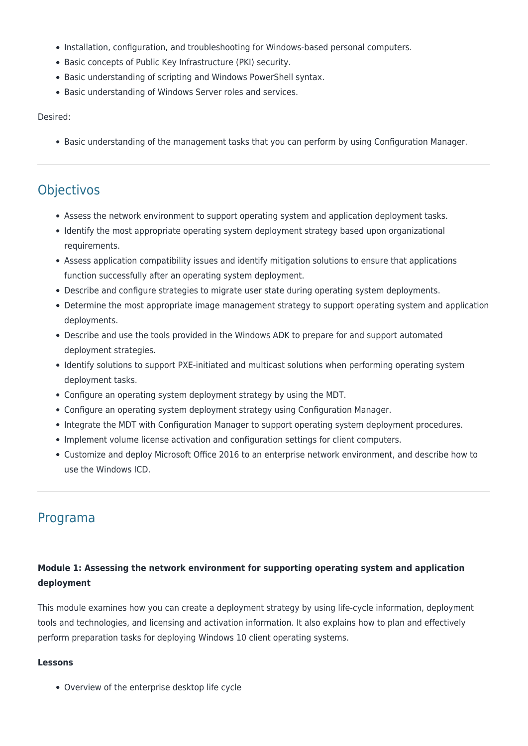- Installation, configuration, and troubleshooting for Windows-based personal computers.
- Basic concepts of Public Key Infrastructure (PKI) security.
- Basic understanding of scripting and Windows PowerShell syntax.
- Basic understanding of Windows Server roles and services.

Desired:

- Basic understanding of the management tasks that you can perform by using Configuration Manager.

---

## Objectivos

- Assess the network environment to support operating system and application deployment tasks.
- Identify the most appropriate operating system deployment strategy based upon organizational requirements.
- Assess application compatibility issues and identify mitigation solutions to ensure that applications function successfully after an operating system deployment.
- Describe and configure strategies to migrate user state during operating system deployments.
- Determine the most appropriate image management strategy to support operating system and application deployments.
- Describe and use the tools provided in the Windows ADK to prepare for and support automated deployment strategies.
- Identify solutions to support PXE-initiated and multicast solutions when performing operating system deployment tasks.
- Configure an operating system deployment strategy by using the MDT.
- Configure an operating system deployment strategy using Configuration Manager.
- Integrate the MDT with Configuration Manager to support operating system deployment procedures.
- Implement volume license activation and configuration settings for client computers.
- Customize and deploy Microsoft Office 2016 to an enterprise network environment, and describe how to use the Windows ICD.

---

## Programa

**Module 1: Assessing the network environment for supporting operating system and application deployment**

This module examines how you can create a deployment strategy by using life-cycle information, deployment tools and technologies, and licensing and activation information. It also explains how to plan and effectively perform preparation tasks for deploying Windows 10 client operating systems.

**Lessons**

- Overview of the enterprise desktop life cycle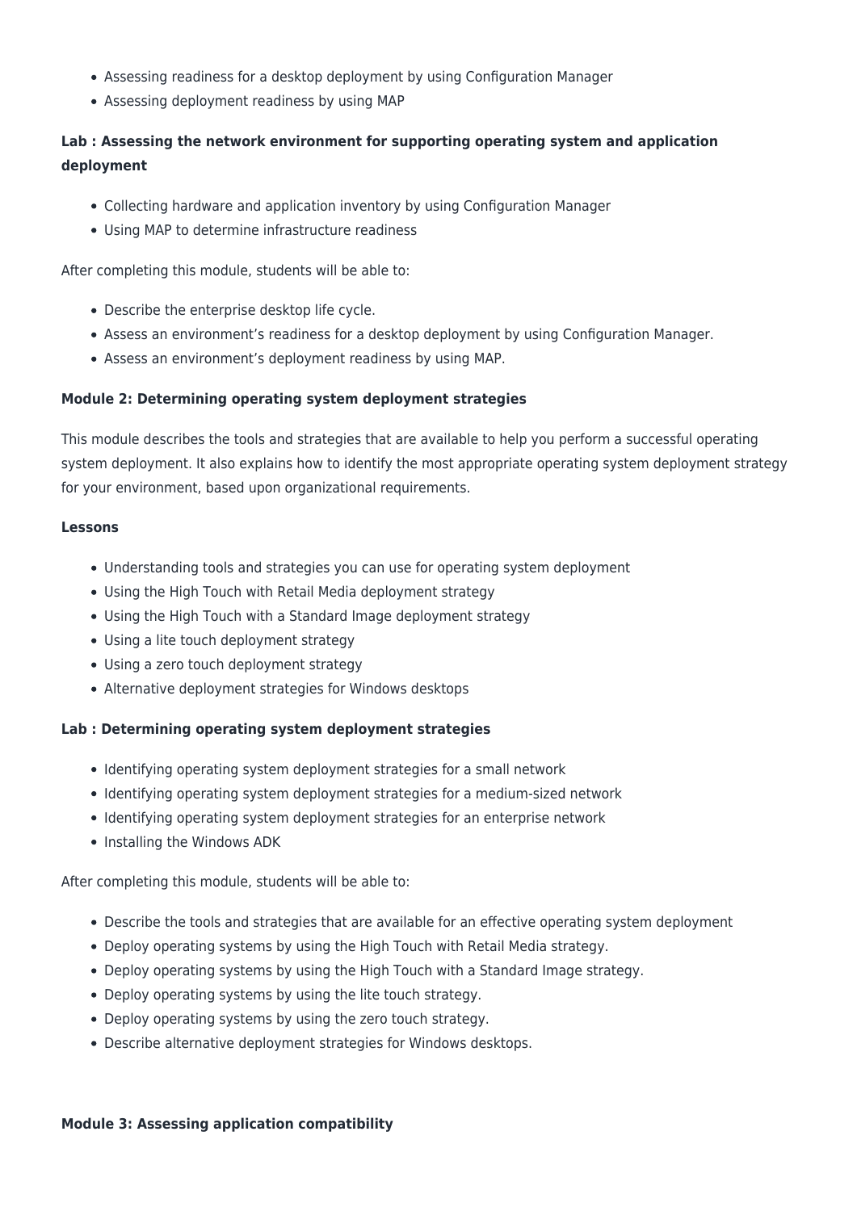- Assessing readiness for a desktop deployment by using Configuration Manager
- Assessing deployment readiness by using MAP

**Lab : Assessing the network environment for supporting operating system and application deployment**

- Collecting hardware and application inventory by using Configuration Manager
- Using MAP to determine infrastructure readiness

After completing this module, students will be able to:

- Describe the enterprise desktop life cycle.
- Assess an environment's readiness for a desktop deployment by using Configuration Manager.
- Assess an environment's deployment readiness by using MAP.

**Module 2: Determining operating system deployment strategies**

This module describes the tools and strategies that are available to help you perform a successful operating system deployment. It also explains how to identify the most appropriate operating system deployment strategy for your environment, based upon organizational requirements.

**Lessons**

- Understanding tools and strategies you can use for operating system deployment
- Using the High Touch with Retail Media deployment strategy
- Using the High Touch with a Standard Image deployment strategy
- Using a lite touch deployment strategy
- Using a zero touch deployment strategy
- Alternative deployment strategies for Windows desktops

**Lab : Determining operating system deployment strategies**

- Identifying operating system deployment strategies for a small network
- Identifying operating system deployment strategies for a medium-sized network
- Identifying operating system deployment strategies for an enterprise network
- Installing the Windows ADK

After completing this module, students will be able to:

- Describe the tools and strategies that are available for an effective operating system deployment
- Deploy operating systems by using the High Touch with Retail Media strategy.
- Deploy operating systems by using the High Touch with a Standard Image strategy.
- Deploy operating systems by using the lite touch strategy.
- Deploy operating systems by using the zero touch strategy.
- Describe alternative deployment strategies for Windows desktops.

**Module 3: Assessing application compatibility**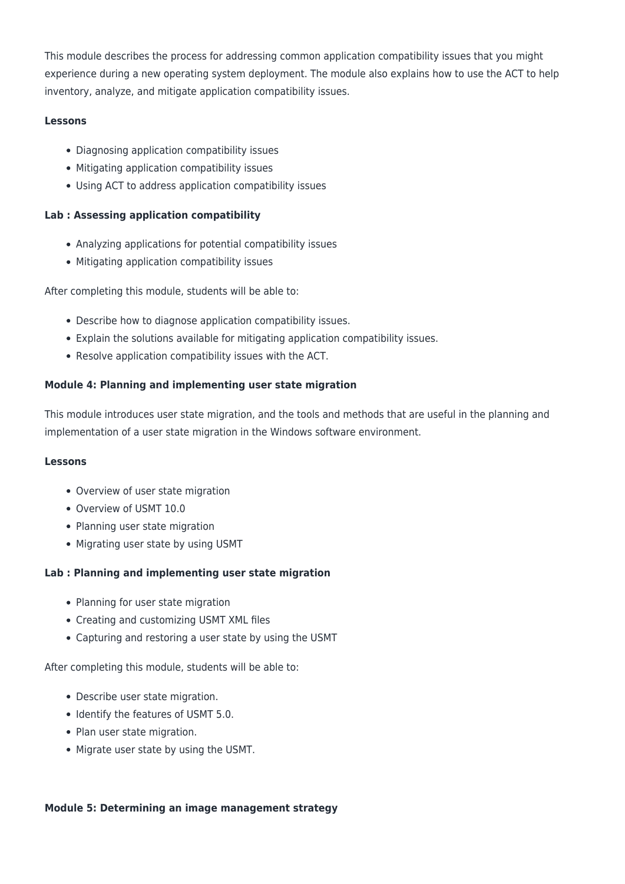This module describes the process for addressing common application compatibility issues that you might experience during a new operating system deployment. The module also explains how to use the ACT to help inventory, analyze, and mitigate application compatibility issues.

**Lessons**

- Diagnosing application compatibility issues
- Mitigating application compatibility issues
- Using ACT to address application compatibility issues

**Lab : Assessing application compatibility**

- Analyzing applications for potential compatibility issues
- Mitigating application compatibility issues

After completing this module, students will be able to:

- Describe how to diagnose application compatibility issues.
- Explain the solutions available for mitigating application compatibility issues.
- Resolve application compatibility issues with the ACT.

**Module 4: Planning and implementing user state migration**

This module introduces user state migration, and the tools and methods that are useful in the planning and implementation of a user state migration in the Windows software environment.

**Lessons**

- Overview of user state migration
- Overview of USMT 10.0
- Planning user state migration
- Migrating user state by using USMT

**Lab : Planning and implementing user state migration**

- Planning for user state migration
- Creating and customizing USMT XML files
- Capturing and restoring a user state by using the USMT

After completing this module, students will be able to:

- Describe user state migration.
- Identify the features of USMT 5.0.
- Plan user state migration.
- Migrate user state by using the USMT.

**Module 5: Determining an image management strategy**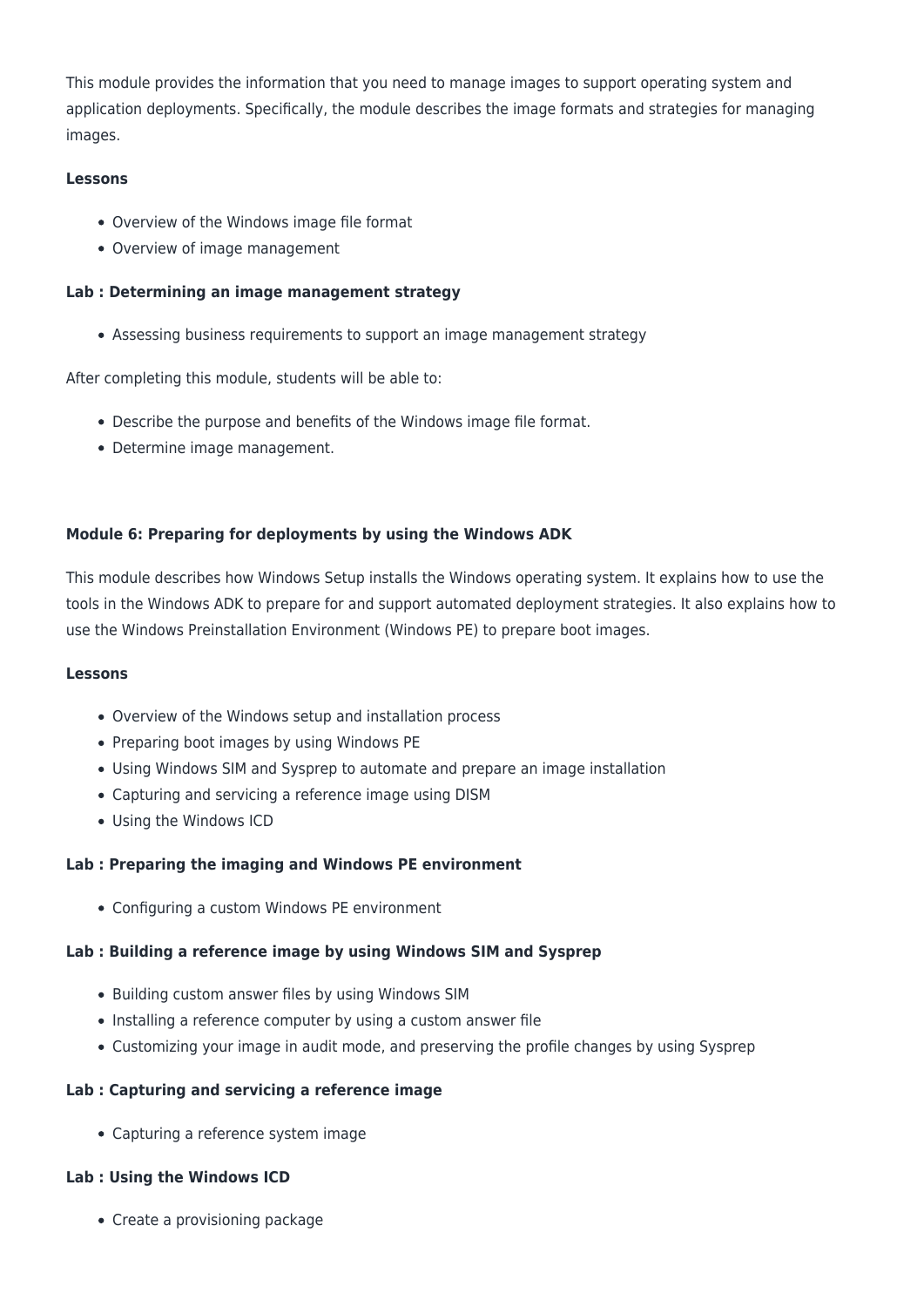This module provides the information that you need to manage images to support operating system and application deployments. Specifically, the module describes the image formats and strategies for managing images.

**Lessons**

- Overview of the Windows image file format
- Overview of image management

**Lab : Determining an image management strategy**

- Assessing business requirements to support an image management strategy

After completing this module, students will be able to:

- Describe the purpose and benefits of the Windows image file format.
- Determine image management.

**Module 6: Preparing for deployments by using the Windows ADK**

This module describes how Windows Setup installs the Windows operating system. It explains how to use the tools in the Windows ADK to prepare for and support automated deployment strategies. It also explains how to use the Windows Preinstallation Environment (Windows PE) to prepare boot images.

**Lessons**

- Overview of the Windows setup and installation process
- Preparing boot images by using Windows PE
- Using Windows SIM and Sysprep to automate and prepare an image installation
- Capturing and servicing a reference image using DISM
- Using the Windows ICD

**Lab : Preparing the imaging and Windows PE environment**

- Configuring a custom Windows PE environment

**Lab : Building a reference image by using Windows SIM and Sysprep**

- Building custom answer files by using Windows SIM
- Installing a reference computer by using a custom answer file
- Customizing your image in audit mode, and preserving the profile changes by using Sysprep

**Lab : Capturing and servicing a reference image**

- Capturing a reference system image

**Lab : Using the Windows ICD**

- Create a provisioning package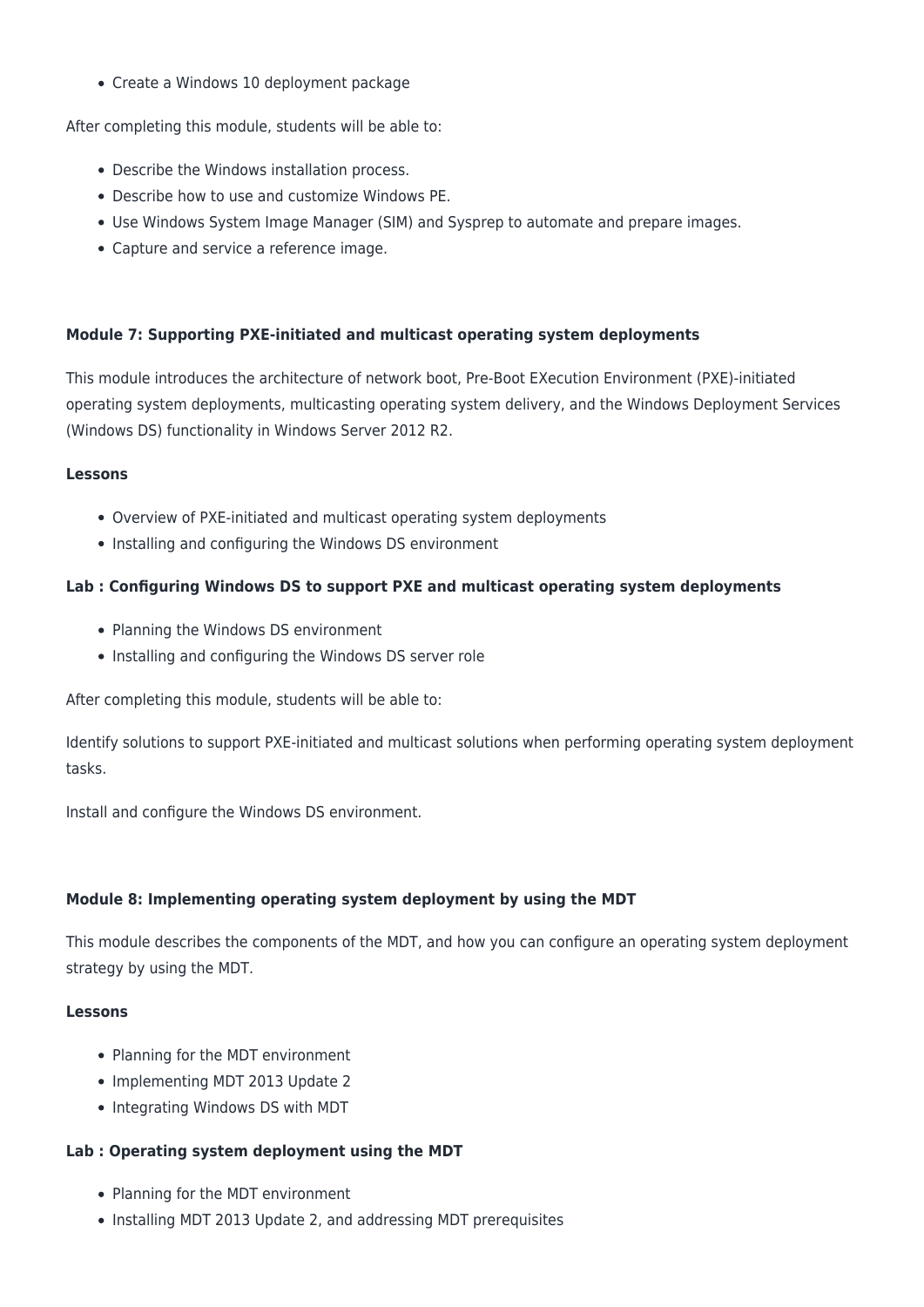- Create a Windows 10 deployment package

After completing this module, students will be able to:

- Describe the Windows installation process.
- Describe how to use and customize Windows PE.
- Use Windows System Image Manager (SIM) and Sysprep to automate and prepare images.
- Capture and service a reference image.

**Module 7: Supporting PXE-initiated and multicast operating system deployments**

This module introduces the architecture of network boot, Pre-Boot EXecution Environment (PXE)-initiated operating system deployments, multicasting operating system delivery, and the Windows Deployment Services (Windows DS) functionality in Windows Server 2012 R2.

**Lessons**

- Overview of PXE-initiated and multicast operating system deployments
- Installing and configuring the Windows DS environment

**Lab : Configuring Windows DS to support PXE and multicast operating system deployments**

- Planning the Windows DS environment
- Installing and configuring the Windows DS server role

After completing this module, students will be able to:

Identify solutions to support PXE-initiated and multicast solutions when performing operating system deployment tasks.

Install and configure the Windows DS environment.

**Module 8: Implementing operating system deployment by using the MDT**

This module describes the components of the MDT, and how you can configure an operating system deployment strategy by using the MDT.

**Lessons**

- Planning for the MDT environment
- Implementing MDT 2013 Update 2
- Integrating Windows DS with MDT

**Lab : Operating system deployment using the MDT**

- Planning for the MDT environment
- Installing MDT 2013 Update 2, and addressing MDT prerequisites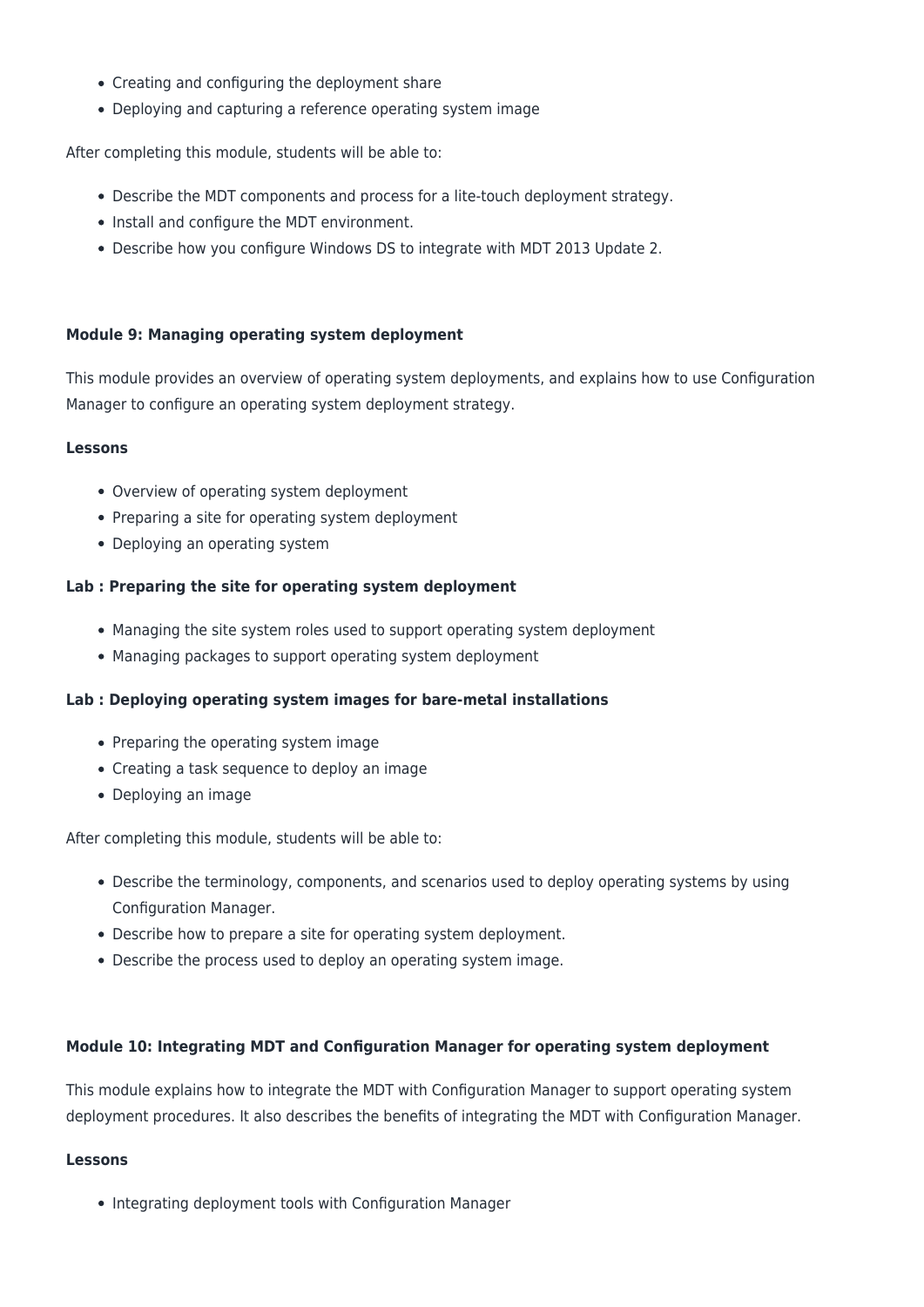- Creating and configuring the deployment share
- Deploying and capturing a reference operating system image

After completing this module, students will be able to:

- Describe the MDT components and process for a lite-touch deployment strategy.
- Install and configure the MDT environment.
- Describe how you configure Windows DS to integrate with MDT 2013 Update 2.

**Module 9: Managing operating system deployment**

This module provides an overview of operating system deployments, and explains how to use Configuration Manager to configure an operating system deployment strategy.

**Lessons**

- Overview of operating system deployment
- Preparing a site for operating system deployment
- Deploying an operating system

**Lab : Preparing the site for operating system deployment**

- Managing the site system roles used to support operating system deployment
- Managing packages to support operating system deployment

**Lab : Deploying operating system images for bare-metal installations**

- Preparing the operating system image
- Creating a task sequence to deploy an image
- Deploying an image

After completing this module, students will be able to:

- Describe the terminology, components, and scenarios used to deploy operating systems by using Configuration Manager.
- Describe how to prepare a site for operating system deployment.
- Describe the process used to deploy an operating system image.

**Module 10: Integrating MDT and Configuration Manager for operating system deployment**

This module explains how to integrate the MDT with Configuration Manager to support operating system deployment procedures. It also describes the benefits of integrating the MDT with Configuration Manager.

**Lessons**

- Integrating deployment tools with Configuration Manager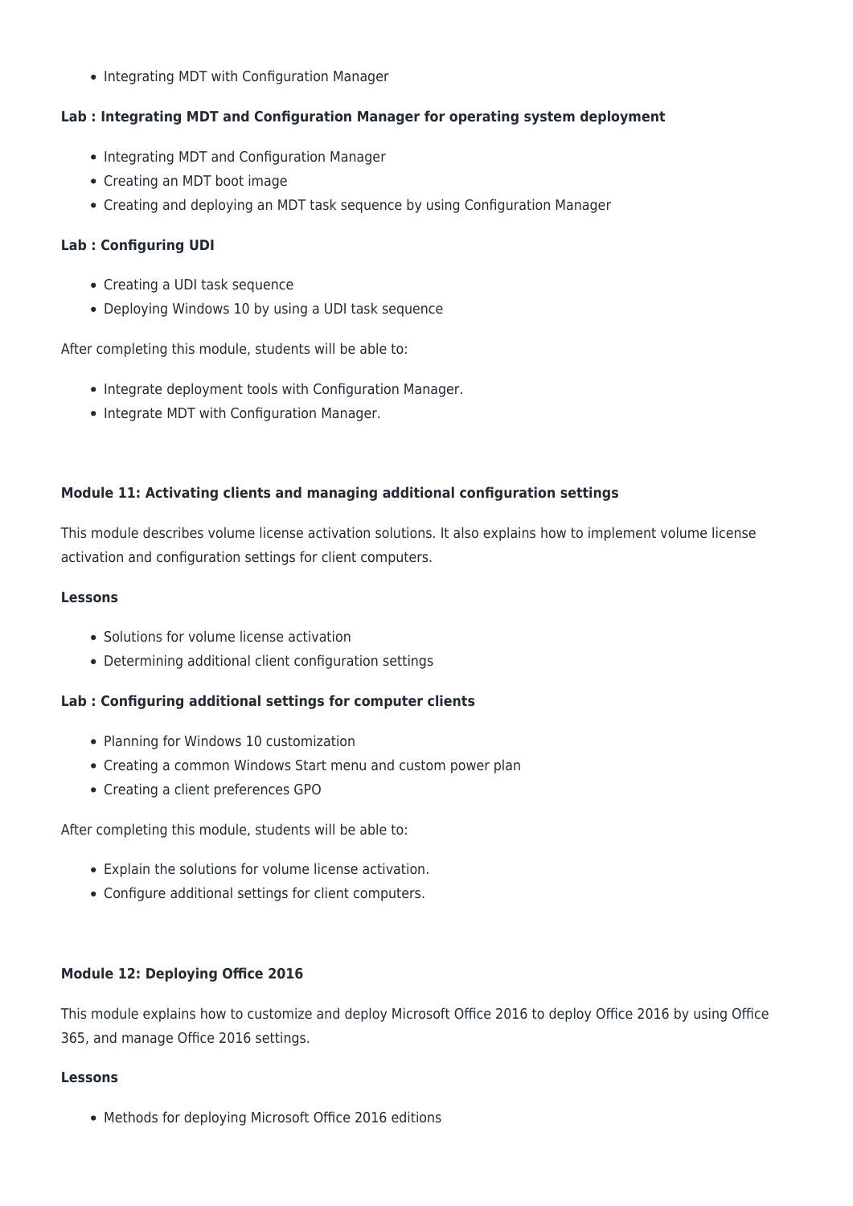- Integrating MDT with Configuration Manager

**Lab : Integrating MDT and Configuration Manager for operating system deployment**

- Integrating MDT and Configuration Manager
- Creating an MDT boot image
- Creating and deploying an MDT task sequence by using Configuration Manager

**Lab : Configuring UDI**

- Creating a UDI task sequence
- Deploying Windows 10 by using a UDI task sequence

After completing this module, students will be able to:

- Integrate deployment tools with Configuration Manager.
- Integrate MDT with Configuration Manager.

**Module 11: Activating clients and managing additional configuration settings**

This module describes volume license activation solutions. It also explains how to implement volume license activation and configuration settings for client computers.

**Lessons**

- Solutions for volume license activation
- Determining additional client configuration settings

**Lab : Configuring additional settings for computer clients**

- Planning for Windows 10 customization
- Creating a common Windows Start menu and custom power plan
- Creating a client preferences GPO

After completing this module, students will be able to:

- Explain the solutions for volume license activation.
- Configure additional settings for client computers.

**Module 12: Deploying Office 2016**

This module explains how to customize and deploy Microsoft Office 2016 to deploy Office 2016 by using Office 365, and manage Office 2016 settings.

**Lessons**

- Methods for deploying Microsoft Office 2016 editions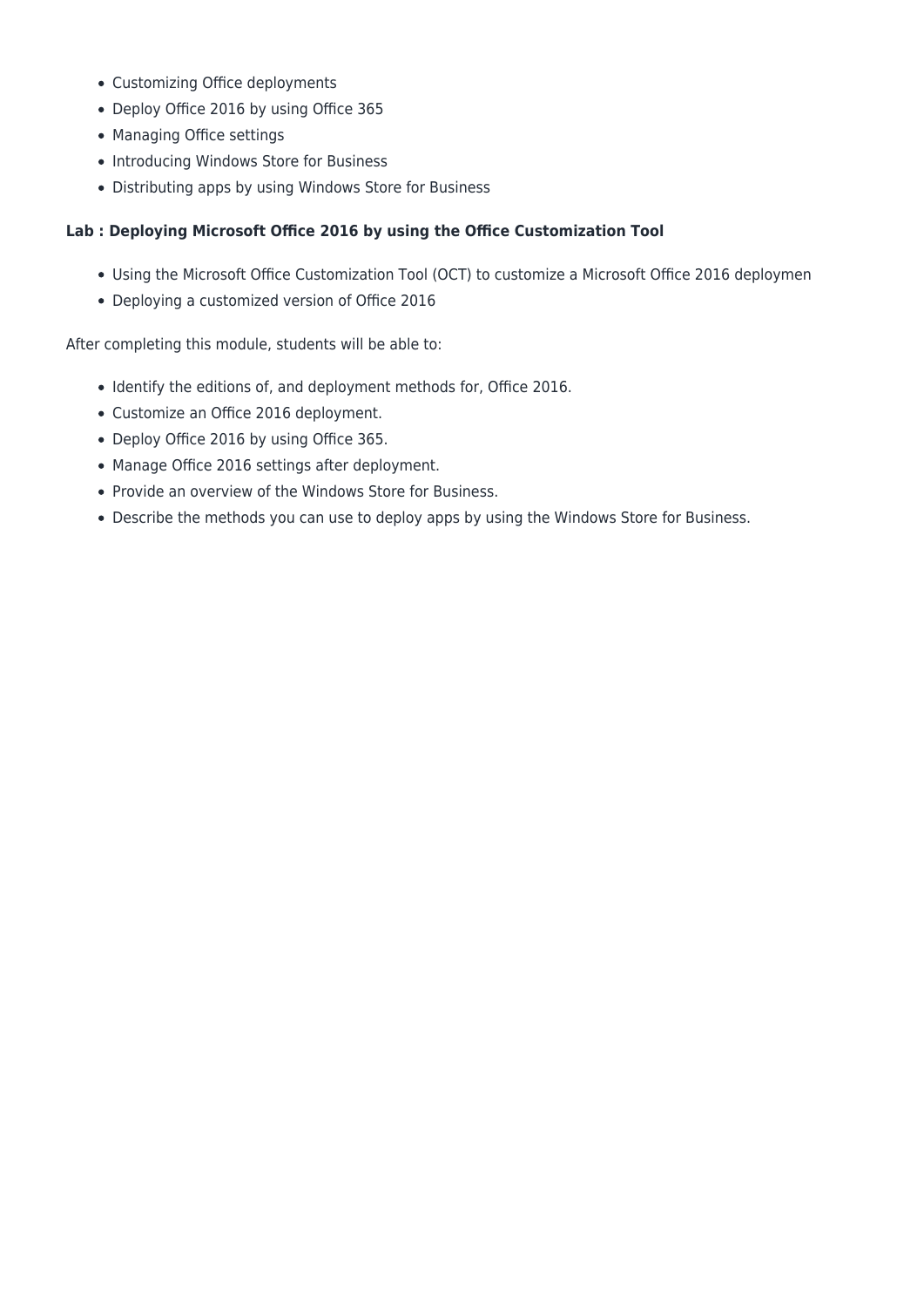- Customizing Office deployments
- Deploy Office 2016 by using Office 365
- Managing Office settings
- Introducing Windows Store for Business
- Distributing apps by using Windows Store for Business

**Lab : Deploying Microsoft Office 2016 by using the Office Customization Tool**

- Using the Microsoft Office Customization Tool (OCT) to customize a Microsoft Office 2016 deploymen
- Deploying a customized version of Office 2016

After completing this module, students will be able to:

- Identify the editions of, and deployment methods for, Office 2016.
- Customize an Office 2016 deployment.
- Deploy Office 2016 by using Office 365.
- Manage Office 2016 settings after deployment.
- Provide an overview of the Windows Store for Business.
- Describe the methods you can use to deploy apps by using the Windows Store for Business.